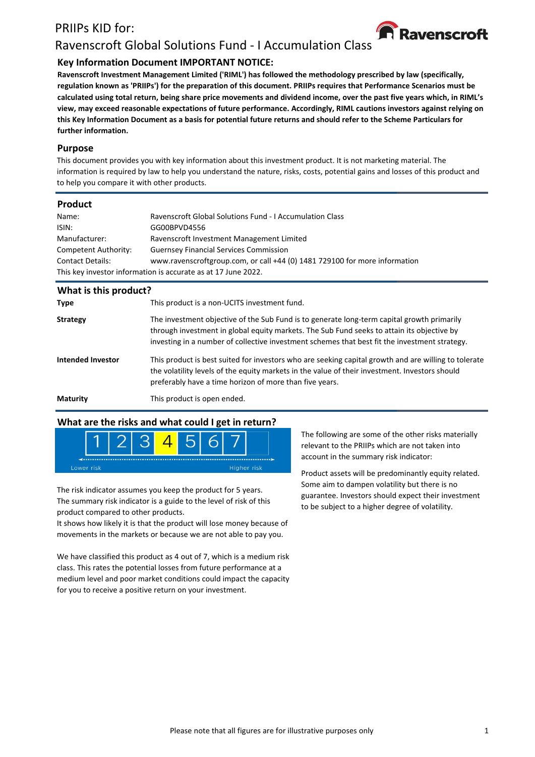# PRIIPs KID for:

# Ravenscroft Global Solutions Fund - I Accumulation Class

## Key Information Document IMPORTANT NOTICE:

**Ravenscroft Investment Management Limited ('RIML') has followed the methodology prescribed by law (specifically, regulation known as 'PRIIPs') for the preparation of this document. PRIIPs requires that Performance Scenarios must be calculated using total return, being share price movements and dividend income, over the past five years which, in RIML's view, may exceed reasonable expectations of future performance. Accordingly, RIML cautions investors against relying on this Key Information Document as a basis for potential future returns and should refer to the Scheme Particulars for further information.**

## Purpose

This document provides you with key information about this investment product. It is not marketing material. The information is required by law to help you understand the nature, risks, costs, potential gains and losses of this product and to help you compare it with other products.

## Product

| | |
|---|---|
| Name: | Ravenscroft Global Solutions Fund - I Accumulation Class |
| ISIN: | GG00BPVD4556 |
| Manufacturer: | Ravenscroft Investment Management Limited |
| Competent Authority: | Guernsey Financial Services Commission |
| Contact Details: | www.ravenscroftgroup.com, or call +44 (0) 1481 729100 for more information |

This key investor information is accurate as at 17 June 2022.

## What is this product?

| | |
|---|---|
| **Type** | This product is a non-UCITS investment fund. |
| **Strategy** | The investment objective of the Sub Fund is to generate long-term capital growth primarily through investment in global equity markets. The Sub Fund seeks to attain its objective by investing in a number of collective investment schemes that best fit the investment strategy. |
| **Intended Investor** | This product is best suited for investors who are seeking capital growth and are willing to tolerate the volatility levels of the equity markets in the value of their investment. Investors should preferably have a time horizon of more than five years. |
| **Maturity** | This product is open ended. |

## What are the risks and what could I get in return?

| 1 | 2 | 3 | **4** | 5 | 6 | 7 |
|---|---|---|---|---|---|---|

Lower risk ← → Higher risk

The risk indicator assumes you keep the product for 5 years.
The summary risk indicator is a guide to the level of risk of this product compared to other products.
It shows how likely it is that the product will lose money because of movements in the markets or because we are not able to pay you.

We have classified this product as 4 out of 7, which is a medium risk class. This rates the potential losses from future performance at a medium level and poor market conditions could impact the capacity for you to receive a positive return on your investment.

The following are some of the other risks materially relevant to the PRIIPs which are not taken into account in the summary risk indicator:

Product assets will be predominantly equity related. Some aim to dampen volatility but there is no guarantee. Investors should expect their investment to be subject to a higher degree of volatility.

Please note that all figures are for illustrative purposes only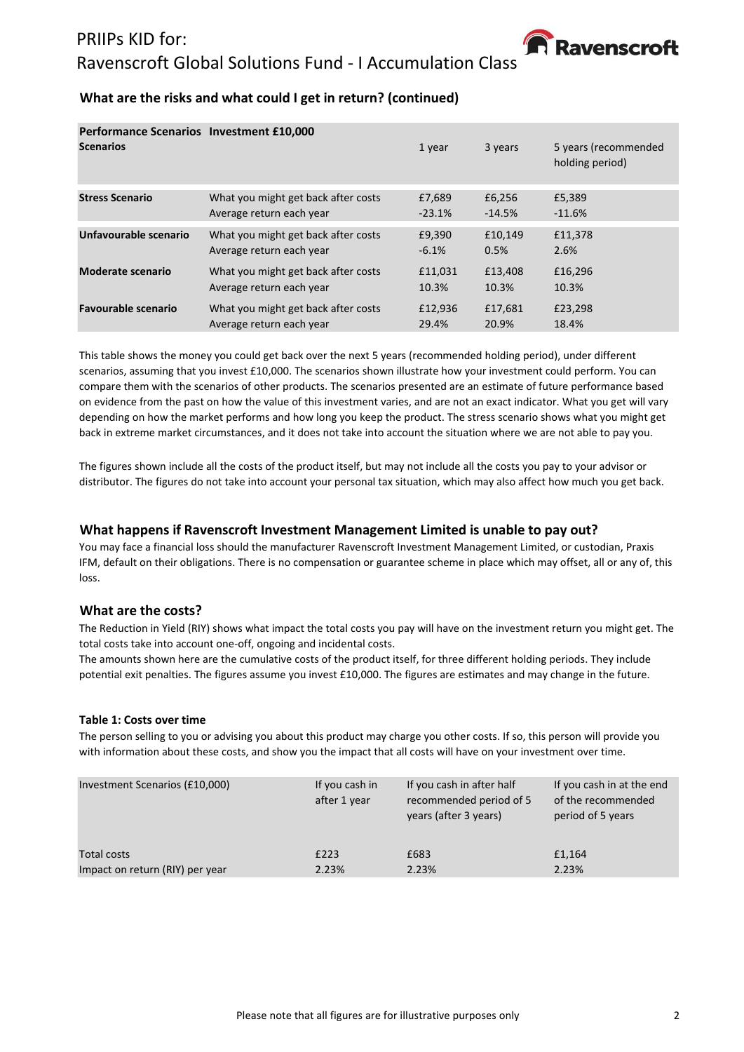## What are the risks and what could I get in return? (continued)

| Performance Scenarios<br>Scenarios | Investment £10,000 | 1 year | 3 years | 5 years (recommended holding period) |
|---|---|---|---|---|
| **Stress Scenario** | What you might get back after costs | £7,689 | £6,256 | £5,389 |
| | Average return each year | -23.1% | -14.5% | -11.6% |
| **Unfavourable scenario** | What you might get back after costs | £9,390 | £10,149 | £11,378 |
| | Average return each year | -6.1% | 0.5% | 2.6% |
| **Moderate scenario** | What you might get back after costs | £11,031 | £13,408 | £16,296 |
| | Average return each year | 10.3% | 10.3% | 10.3% |
| **Favourable scenario** | What you might get back after costs | £12,936 | £17,681 | £23,298 |
| | Average return each year | 29.4% | 20.9% | 18.4% |

This table shows the money you could get back over the next 5 years (recommended holding period), under different scenarios, assuming that you invest £10,000. The scenarios shown illustrate how your investment could perform. You can compare them with the scenarios of other products. The scenarios presented are an estimate of future performance based on evidence from the past on how the value of this investment varies, and are not an exact indicator. What you get will vary depending on how the market performs and how long you keep the product. The stress scenario shows what you might get back in extreme market circumstances, and it does not take into account the situation where we are not able to pay you.

The figures shown include all the costs of the product itself, but may not include all the costs you pay to your advisor or distributor. The figures do not take into account your personal tax situation, which may also affect how much you get back.

## What happens if Ravenscroft Investment Management Limited is unable to pay out?

You may face a financial loss should the manufacturer Ravenscroft Investment Management Limited, or custodian, Praxis IFM, default on their obligations. There is no compensation or guarantee scheme in place which may offset, all or any of, this loss.

## What are the costs?

The Reduction in Yield (RIY) shows what impact the total costs you pay will have on the investment return you might get. The total costs take into account one-off, ongoing and incidental costs.

The amounts shown here are the cumulative costs of the product itself, for three different holding periods. They include potential exit penalties. The figures assume you invest £10,000. The figures are estimates and may change in the future.

**Table 1: Costs over time**

The person selling to you or advising you about this product may charge you other costs. If so, this person will provide you with information about these costs, and show you the impact that all costs will have on your investment over time.

| Investment Scenarios (£10,000) | If you cash in after 1 year | If you cash in after half recommended period of 5 years (after 3 years) | If you cash in at the end of the recommended period of 5 years |
|---|---|---|---|
| Total costs | £223 | £683 | £1,164 |
| Impact on return (RIY) per year | 2.23% | 2.23% | 2.23% |

Please note that all figures are for illustrative purposes only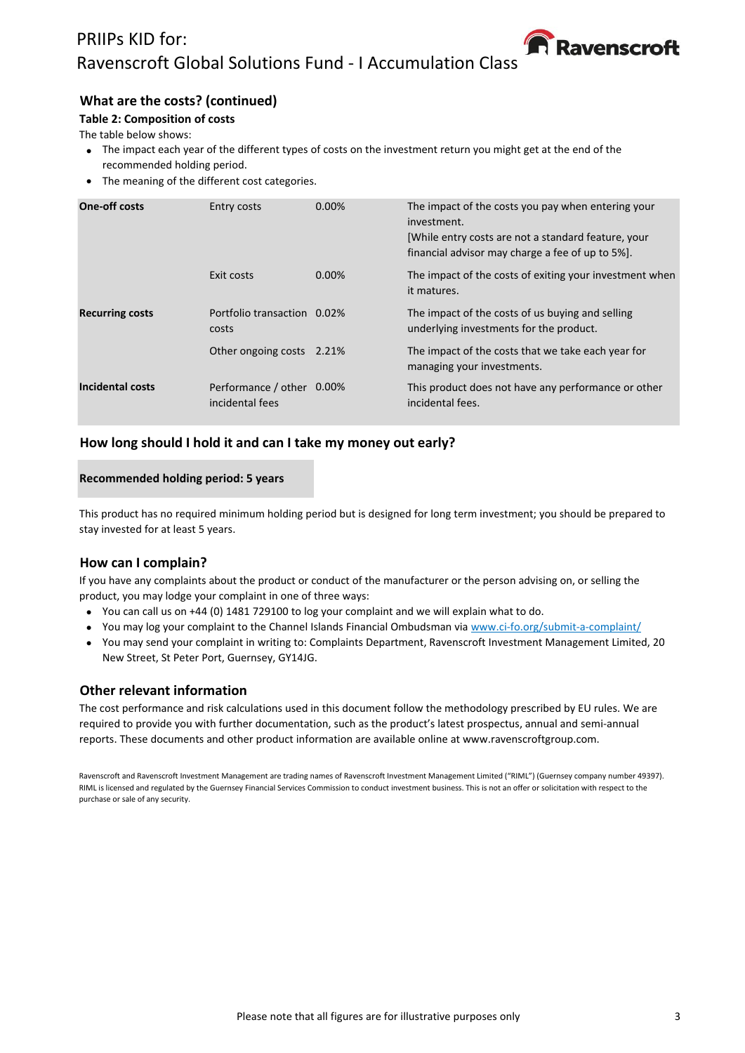## What are the costs? (continued)

### Table 2: Composition of costs

The table below shows:

- The impact each year of the different types of costs on the investment return you might get at the end of the recommended holding period.
- The meaning of the different cost categories.

| | | | |
|---|---|---|---|
| **One-off costs** | Entry costs | 0.00% | The impact of the costs you pay when entering your investment. [While entry costs are not a standard feature, your financial advisor may charge a fee of up to 5%]. |
| | Exit costs | 0.00% | The impact of the costs of exiting your investment when it matures. |
| **Recurring costs** | Portfolio transaction costs | 0.02% | The impact of the costs of us buying and selling underlying investments for the product. |
| | Other ongoing costs | 2.21% | The impact of the costs that we take each year for managing your investments. |
| **Incidental costs** | Performance / other incidental fees | 0.00% | This product does not have any performance or other incidental fees. |

## How long should I hold it and can I take my money out early?

**Recommended holding period: 5 years**

This product has no required minimum holding period but is designed for long term investment; you should be prepared to stay invested for at least 5 years.

## How can I complain?

If you have any complaints about the product or conduct of the manufacturer or the person advising on, or selling the product, you may lodge your complaint in one of three ways:

- You can call us on +44 (0) 1481 729100 to log your complaint and we will explain what to do.
- You may log your complaint to the Channel Islands Financial Ombudsman via www.ci-fo.org/submit-a-complaint/
- You may send your complaint in writing to: Complaints Department, Ravenscroft Investment Management Limited, 20 New Street, St Peter Port, Guernsey, GY14JG.

## Other relevant information

The cost performance and risk calculations used in this document follow the methodology prescribed by EU rules. We are required to provide you with further documentation, such as the product's latest prospectus, annual and semi-annual reports. These documents and other product information are available online at www.ravenscroftgroup.com.

Ravenscroft and Ravenscroft Investment Management are trading names of Ravenscroft Investment Management Limited ("RIML") (Guernsey company number 49397). RIML is licensed and regulated by the Guernsey Financial Services Commission to conduct investment business. This is not an offer or solicitation with respect to the purchase or sale of any security.

Please note that all figures are for illustrative purposes only